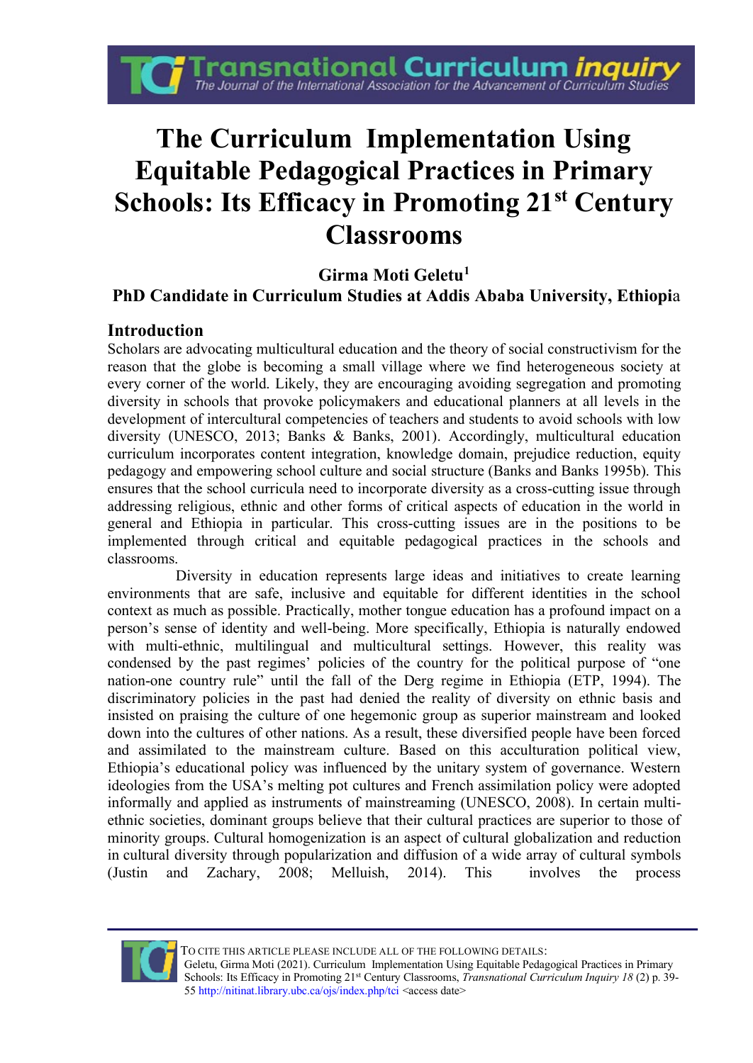# The Curriculum Implementation Using Equitable Pedagogical Practices in Primary Schools: Its Efficacy in Promoting 21st Century Classrooms

**Girma Moti Geletu**[1]

**PhD Candidate in Curriculum Studies at Addis Ababa University, Ethiopia**

## Introduction

Scholars are advocating multicultural education and the theory of social constructivism for the reason that the globe is becoming a small village where we find heterogeneous society at every corner of the world. Likely, they are encouraging avoiding segregation and promoting diversity in schools that provoke policymakers and educational planners at all levels in the development of intercultural competencies of teachers and students to avoid schools with low diversity (UNESCO, 2013; Banks & Banks, 2001). Accordingly, multicultural education curriculum incorporates content integration, knowledge domain, prejudice reduction, equity pedagogy and empowering school culture and social structure (Banks and Banks 1995b). This ensures that the school curricula need to incorporate diversity as a cross-cutting issue through addressing religious, ethnic and other forms of critical aspects of education in the world in general and Ethiopia in particular. This cross-cutting issues are in the positions to be implemented through critical and equitable pedagogical practices in the schools and classrooms.

Diversity in education represents large ideas and initiatives to create learning environments that are safe, inclusive and equitable for different identities in the school context as much as possible. Practically, mother tongue education has a profound impact on a person's sense of identity and well-being. More specifically, Ethiopia is naturally endowed with multi-ethnic, multilingual and multicultural settings. However, this reality was condensed by the past regimes' policies of the country for the political purpose of "one nation-one country rule" until the fall of the Derg regime in Ethiopia (ETP, 1994). The discriminatory policies in the past had denied the reality of diversity on ethnic basis and insisted on praising the culture of one hegemonic group as superior mainstream and looked down into the cultures of other nations. As a result, these diversified people have been forced and assimilated to the mainstream culture. Based on this acculturation political view, Ethiopia's educational policy was influenced by the unitary system of governance. Western ideologies from the USA's melting pot cultures and French assimilation policy were adopted informally and applied as instruments of mainstreaming (UNESCO, 2008). In certain multi-ethnic societies, dominant groups believe that their cultural practices are superior to those of minority groups. Cultural homogenization is an aspect of cultural globalization and reduction in cultural diversity through popularization and diffusion of a wide array of cultural symbols (Justin and Zachary, 2008; Melluish, 2014). This involves the process

---

To cite this article please include all of the following details:
Geletu, Girma Moti (2021). Curriculum Implementation Using Equitable Pedagogical Practices in Primary Schools: Its Efficacy in Promoting 21st Century Classrooms, *Transnational Curriculum Inquiry 18* (2) p. 39-55 http://nitinat.library.ubc.ca/ojs/index.php/tci <access date>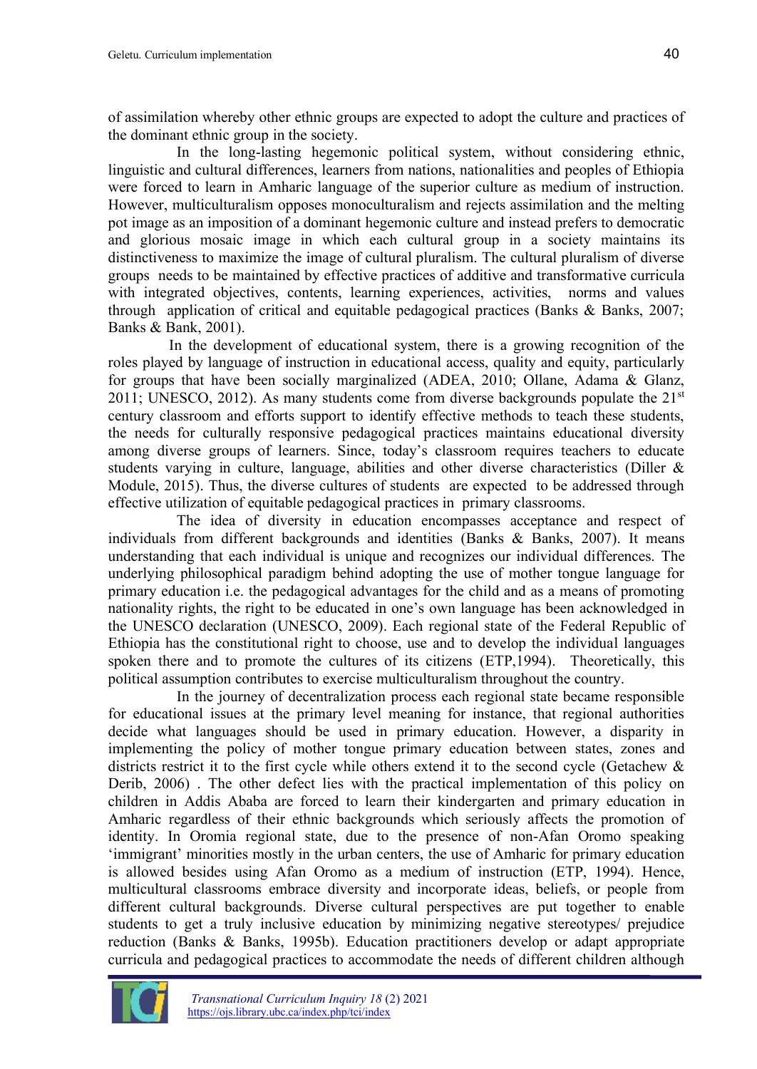of assimilation whereby other ethnic groups are expected to adopt the culture and practices of the dominant ethnic group in the society.

In the long-lasting hegemonic political system, without considering ethnic, linguistic and cultural differences, learners from nations, nationalities and peoples of Ethiopia were forced to learn in Amharic language of the superior culture as medium of instruction. However, multiculturalism opposes monoculturalism and rejects assimilation and the melting pot image as an imposition of a dominant hegemonic culture and instead prefers to democratic and glorious mosaic image in which each cultural group in a society maintains its distinctiveness to maximize the image of cultural pluralism. The cultural pluralism of diverse groups needs to be maintained by effective practices of additive and transformative curricula with integrated objectives, contents, learning experiences, activities, norms and values through application of critical and equitable pedagogical practices (Banks & Banks, 2007; Banks & Bank, 2001).

In the development of educational system, there is a growing recognition of the roles played by language of instruction in educational access, quality and equity, particularly for groups that have been socially marginalized (ADEA, 2010; Ollane, Adama & Glanz, 2011; UNESCO, 2012). As many students come from diverse backgrounds populate the 21st century classroom and efforts support to identify effective methods to teach these students, the needs for culturally responsive pedagogical practices maintains educational diversity among diverse groups of learners. Since, today's classroom requires teachers to educate students varying in culture, language, abilities and other diverse characteristics (Diller & Module, 2015). Thus, the diverse cultures of students are expected to be addressed through effective utilization of equitable pedagogical practices in primary classrooms.

The idea of diversity in education encompasses acceptance and respect of individuals from different backgrounds and identities (Banks & Banks, 2007). It means understanding that each individual is unique and recognizes our individual differences. The underlying philosophical paradigm behind adopting the use of mother tongue language for primary education i.e. the pedagogical advantages for the child and as a means of promoting nationality rights, the right to be educated in one's own language has been acknowledged in the UNESCO declaration (UNESCO, 2009). Each regional state of the Federal Republic of Ethiopia has the constitutional right to choose, use and to develop the individual languages spoken there and to promote the cultures of its citizens (ETP,1994). Theoretically, this political assumption contributes to exercise multiculturalism throughout the country.

In the journey of decentralization process each regional state became responsible for educational issues at the primary level meaning for instance, that regional authorities decide what languages should be used in primary education. However, a disparity in implementing the policy of mother tongue primary education between states, zones and districts restrict it to the first cycle while others extend it to the second cycle (Getachew & Derib, 2006) . The other defect lies with the practical implementation of this policy on children in Addis Ababa are forced to learn their kindergarten and primary education in Amharic regardless of their ethnic backgrounds which seriously affects the promotion of identity. In Oromia regional state, due to the presence of non-Afan Oromo speaking 'immigrant' minorities mostly in the urban centers, the use of Amharic for primary education is allowed besides using Afan Oromo as a medium of instruction (ETP, 1994). Hence, multicultural classrooms embrace diversity and incorporate ideas, beliefs, or people from different cultural backgrounds. Diverse cultural perspectives are put together to enable students to get a truly inclusive education by minimizing negative stereotypes/ prejudice reduction (Banks & Banks, 1995b). Education practitioners develop or adapt appropriate curricula and pedagogical practices to accommodate the needs of different children although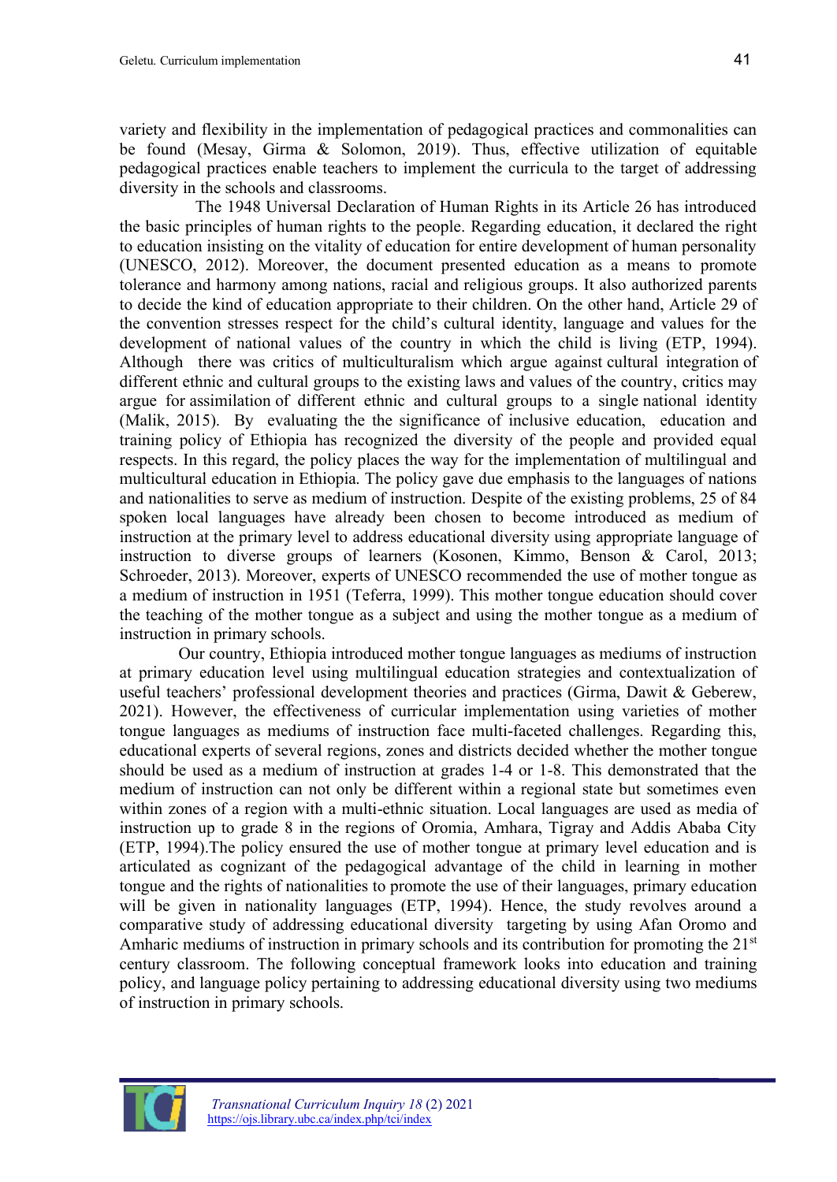variety and flexibility in the implementation of pedagogical practices and commonalities can be found (Mesay, Girma & Solomon, 2019). Thus, effective utilization of equitable pedagogical practices enable teachers to implement the curricula to the target of addressing diversity in the schools and classrooms.

The 1948 Universal Declaration of Human Rights in its Article 26 has introduced the basic principles of human rights to the people. Regarding education, it declared the right to education insisting on the vitality of education for entire development of human personality (UNESCO, 2012). Moreover, the document presented education as a means to promote tolerance and harmony among nations, racial and religious groups. It also authorized parents to decide the kind of education appropriate to their children. On the other hand, Article 29 of the convention stresses respect for the child's cultural identity, language and values for the development of national values of the country in which the child is living (ETP, 1994). Although there was critics of multiculturalism which argue against cultural integration of different ethnic and cultural groups to the existing laws and values of the country, critics may argue for assimilation of different ethnic and cultural groups to a single national identity (Malik, 2015). By evaluating the the significance of inclusive education, education and training policy of Ethiopia has recognized the diversity of the people and provided equal respects. In this regard, the policy places the way for the implementation of multilingual and multicultural education in Ethiopia. The policy gave due emphasis to the languages of nations and nationalities to serve as medium of instruction. Despite of the existing problems, 25 of 84 spoken local languages have already been chosen to become introduced as medium of instruction at the primary level to address educational diversity using appropriate language of instruction to diverse groups of learners (Kosonen, Kimmo, Benson & Carol, 2013; Schroeder, 2013). Moreover, experts of UNESCO recommended the use of mother tongue as a medium of instruction in 1951 (Teferra, 1999). This mother tongue education should cover the teaching of the mother tongue as a subject and using the mother tongue as a medium of instruction in primary schools.

Our country, Ethiopia introduced mother tongue languages as mediums of instruction at primary education level using multilingual education strategies and contextualization of useful teachers' professional development theories and practices (Girma, Dawit & Geberew, 2021). However, the effectiveness of curricular implementation using varieties of mother tongue languages as mediums of instruction face multi-faceted challenges. Regarding this, educational experts of several regions, zones and districts decided whether the mother tongue should be used as a medium of instruction at grades 1-4 or 1-8. This demonstrated that the medium of instruction can not only be different within a regional state but sometimes even within zones of a region with a multi-ethnic situation. Local languages are used as media of instruction up to grade 8 in the regions of Oromia, Amhara, Tigray and Addis Ababa City (ETP, 1994).The policy ensured the use of mother tongue at primary level education and is articulated as cognizant of the pedagogical advantage of the child in learning in mother tongue and the rights of nationalities to promote the use of their languages, primary education will be given in nationality languages (ETP, 1994). Hence, the study revolves around a comparative study of addressing educational diversity targeting by using Afan Oromo and Amharic mediums of instruction in primary schools and its contribution for promoting the 21st century classroom. The following conceptual framework looks into education and training policy, and language policy pertaining to addressing educational diversity using two mediums of instruction in primary schools.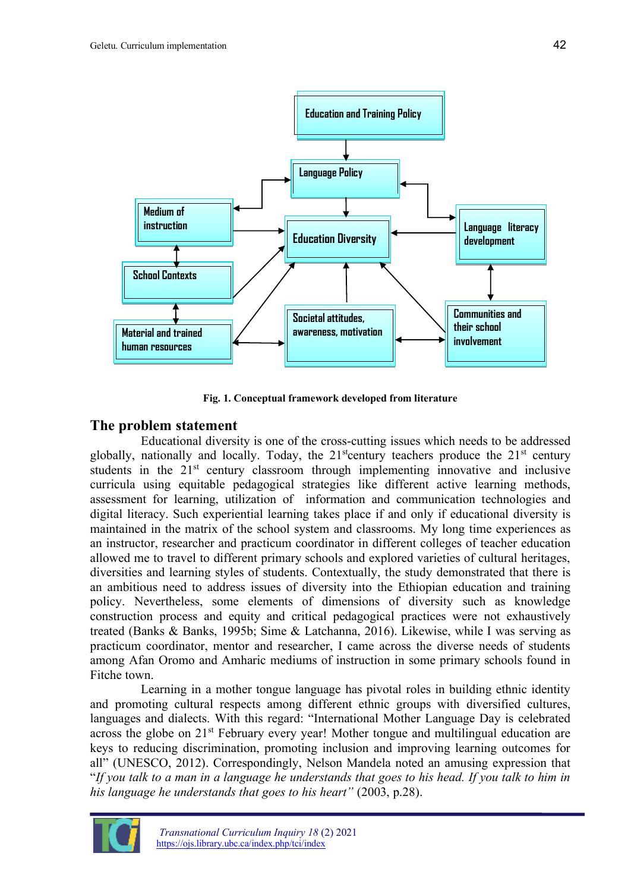Fig. 1. Conceptual framework developed from literature

## The problem statement

Educational diversity is one of the cross-cutting issues which needs to be addressed globally, nationally and locally. Today, the 21[st]century teachers produce the 21[st] century students in the 21[st] century classroom through implementing innovative and inclusive curricula using equitable pedagogical strategies like different active learning methods, assessment for learning, utilization of information and communication technologies and digital literacy. Such experiential learning takes place if and only if educational diversity is maintained in the matrix of the school system and classrooms. My long time experiences as an instructor, researcher and practicum coordinator in different colleges of teacher education allowed me to travel to different primary schools and explored varieties of cultural heritages, diversities and learning styles of students. Contextually, the study demonstrated that there is an ambitious need to address issues of diversity into the Ethiopian education and training policy. Nevertheless, some elements of dimensions of diversity such as knowledge construction process and equity and critical pedagogical practices were not exhaustively treated (Banks & Banks, 1995b; Sime & Latchanna, 2016). Likewise, while I was serving as practicum coordinator, mentor and researcher, I came across the diverse needs of students among Afan Oromo and Amharic mediums of instruction in some primary schools found in Fitche town.

Learning in a mother tongue language has pivotal roles in building ethnic identity and promoting cultural respects among different ethnic groups with diversified cultures, languages and dialects. With this regard: "International Mother Language Day is celebrated across the globe on 21[st] February every year! Mother tongue and multilingual education are keys to reducing discrimination, promoting inclusion and improving learning outcomes for all" (UNESCO, 2012). Correspondingly, Nelson Mandela noted an amusing expression that "*If you talk to a man in a language he understands that goes to his head. If you talk to him in his language he understands that goes to his heart"* (2003, p.28).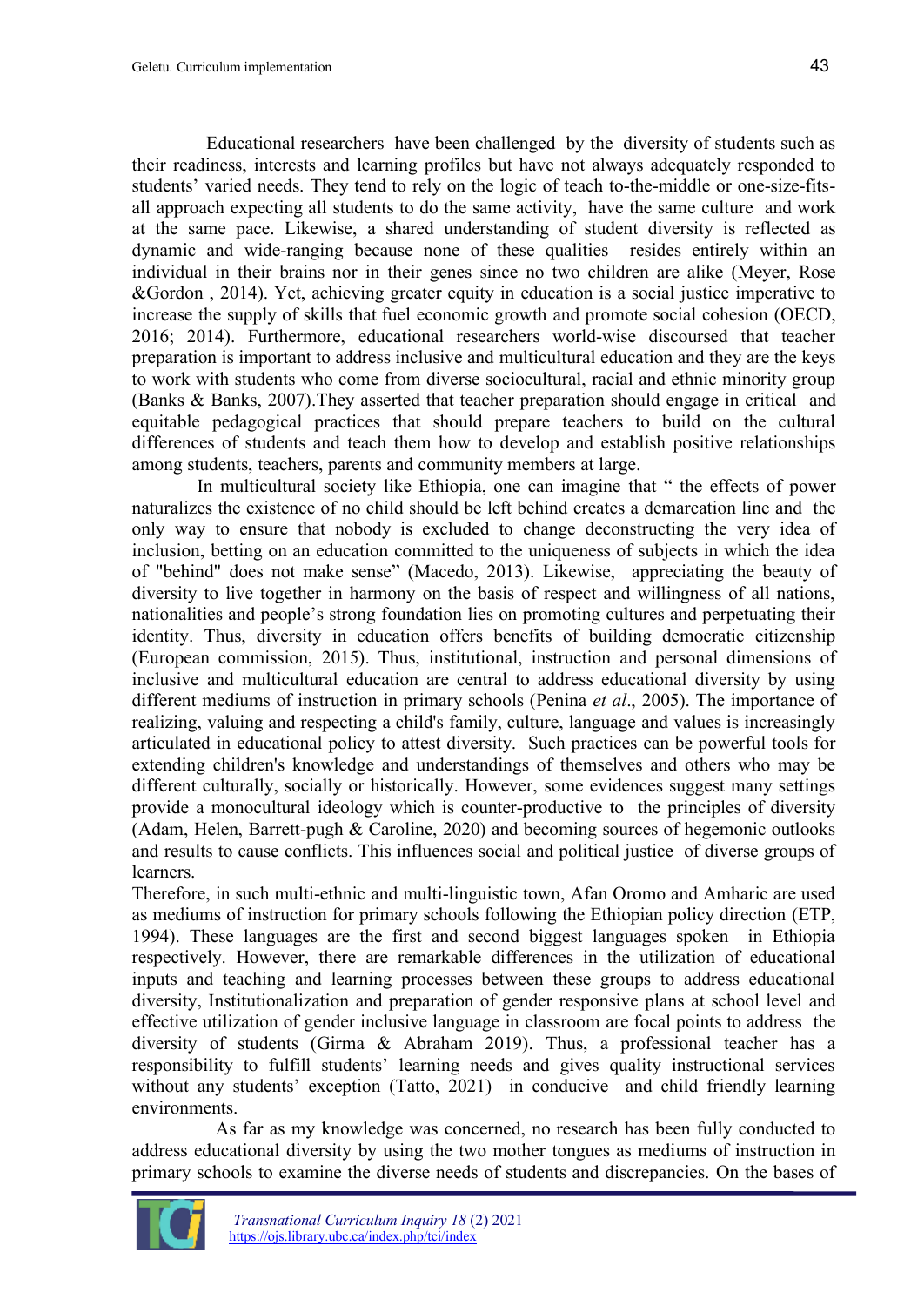Educational researchers have been challenged by the diversity of students such as their readiness, interests and learning profiles but have not always adequately responded to students' varied needs. They tend to rely on the logic of teach to-the-middle or one-size-fits-all approach expecting all students to do the same activity, have the same culture and work at the same pace. Likewise, a shared understanding of student diversity is reflected as dynamic and wide-ranging because none of these qualities resides entirely within an individual in their brains nor in their genes since no two children are alike (Meyer, Rose &Gordon , 2014). Yet, achieving greater equity in education is a social justice imperative to increase the supply of skills that fuel economic growth and promote social cohesion (OECD, 2016; 2014). Furthermore, educational researchers world-wise discoursed that teacher preparation is important to address inclusive and multicultural education and they are the keys to work with students who come from diverse sociocultural, racial and ethnic minority group (Banks & Banks, 2007).They asserted that teacher preparation should engage in critical and equitable pedagogical practices that should prepare teachers to build on the cultural differences of students and teach them how to develop and establish positive relationships among students, teachers, parents and community members at large.

In multicultural society like Ethiopia, one can imagine that " the effects of power naturalizes the existence of no child should be left behind creates a demarcation line and the only way to ensure that nobody is excluded to change deconstructing the very idea of inclusion, betting on an education committed to the uniqueness of subjects in which the idea of "behind" does not make sense" (Macedo, 2013). Likewise, appreciating the beauty of diversity to live together in harmony on the basis of respect and willingness of all nations, nationalities and people's strong foundation lies on promoting cultures and perpetuating their identity. Thus, diversity in education offers benefits of building democratic citizenship (European commission, 2015). Thus, institutional, instruction and personal dimensions of inclusive and multicultural education are central to address educational diversity by using different mediums of instruction in primary schools (Penina *et al*., 2005). The importance of realizing, valuing and respecting a child's family, culture, language and values is increasingly articulated in educational policy to attest diversity. Such practices can be powerful tools for extending children's knowledge and understandings of themselves and others who may be different culturally, socially or historically. However, some evidences suggest many settings provide a monocultural ideology which is counter-productive to the principles of diversity (Adam, Helen, Barrett-pugh & Caroline, 2020) and becoming sources of hegemonic outlooks and results to cause conflicts. This influences social and political justice of diverse groups of learners.

Therefore, in such multi-ethnic and multi-linguistic town, Afan Oromo and Amharic are used as mediums of instruction for primary schools following the Ethiopian policy direction (ETP, 1994). These languages are the first and second biggest languages spoken in Ethiopia respectively. However, there are remarkable differences in the utilization of educational inputs and teaching and learning processes between these groups to address educational diversity, Institutionalization and preparation of gender responsive plans at school level and effective utilization of gender inclusive language in classroom are focal points to address the diversity of students (Girma & Abraham 2019). Thus, a professional teacher has a responsibility to fulfill students' learning needs and gives quality instructional services without any students' exception (Tatto, 2021) in conducive and child friendly learning environments.

As far as my knowledge was concerned, no research has been fully conducted to address educational diversity by using the two mother tongues as mediums of instruction in primary schools to examine the diverse needs of students and discrepancies. On the bases of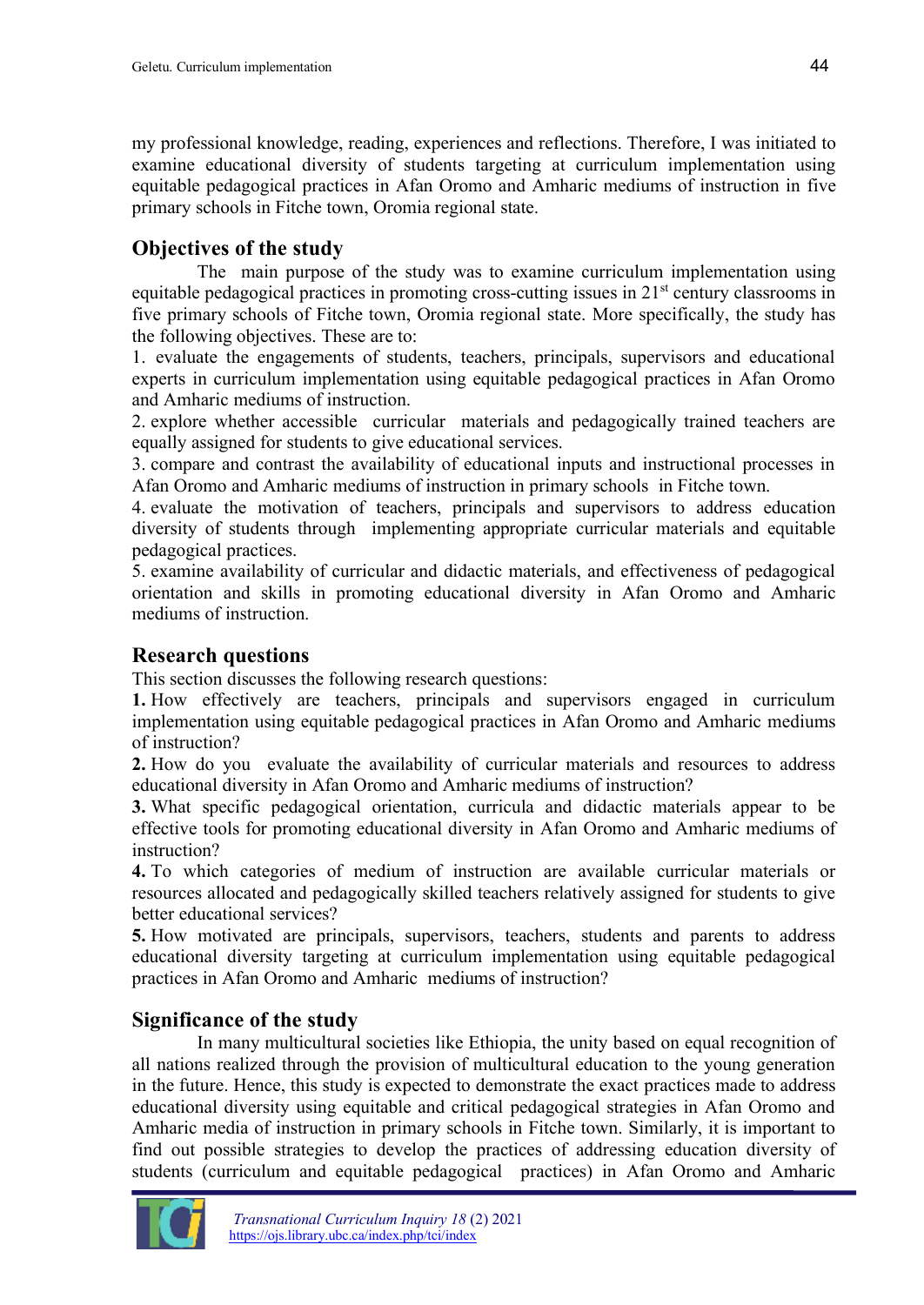my professional knowledge, reading, experiences and reflections. Therefore, I was initiated to examine educational diversity of students targeting at curriculum implementation using equitable pedagogical practices in Afan Oromo and Amharic mediums of instruction in five primary schools in Fitche town, Oromia regional state.

## Objectives of the study

The main purpose of the study was to examine curriculum implementation using equitable pedagogical practices in promoting cross-cutting issues in 21st century classrooms in five primary schools of Fitche town, Oromia regional state. More specifically, the study has the following objectives. These are to:

1. evaluate the engagements of students, teachers, principals, supervisors and educational experts in curriculum implementation using equitable pedagogical practices in Afan Oromo and Amharic mediums of instruction.
2. explore whether accessible curricular materials and pedagogically trained teachers are equally assigned for students to give educational services.
3. compare and contrast the availability of educational inputs and instructional processes in Afan Oromo and Amharic mediums of instruction in primary schools in Fitche town.
4. evaluate the motivation of teachers, principals and supervisors to address education diversity of students through implementing appropriate curricular materials and equitable pedagogical practices.
5. examine availability of curricular and didactic materials, and effectiveness of pedagogical orientation and skills in promoting educational diversity in Afan Oromo and Amharic mediums of instruction.

## Research questions

This section discusses the following research questions:

**1.** How effectively are teachers, principals and supervisors engaged in curriculum implementation using equitable pedagogical practices in Afan Oromo and Amharic mediums of instruction?

**2.** How do you evaluate the availability of curricular materials and resources to address educational diversity in Afan Oromo and Amharic mediums of instruction?

**3.** What specific pedagogical orientation, curricula and didactic materials appear to be effective tools for promoting educational diversity in Afan Oromo and Amharic mediums of instruction?

**4.** To which categories of medium of instruction are available curricular materials or resources allocated and pedagogically skilled teachers relatively assigned for students to give better educational services?

**5.** How motivated are principals, supervisors, teachers, students and parents to address educational diversity targeting at curriculum implementation using equitable pedagogical practices in Afan Oromo and Amharic mediums of instruction?

## Significance of the study

In many multicultural societies like Ethiopia, the unity based on equal recognition of all nations realized through the provision of multicultural education to the young generation in the future. Hence, this study is expected to demonstrate the exact practices made to address educational diversity using equitable and critical pedagogical strategies in Afan Oromo and Amharic media of instruction in primary schools in Fitche town. Similarly, it is important to find out possible strategies to develop the practices of addressing education diversity of students (curriculum and equitable pedagogical practices) in Afan Oromo and Amharic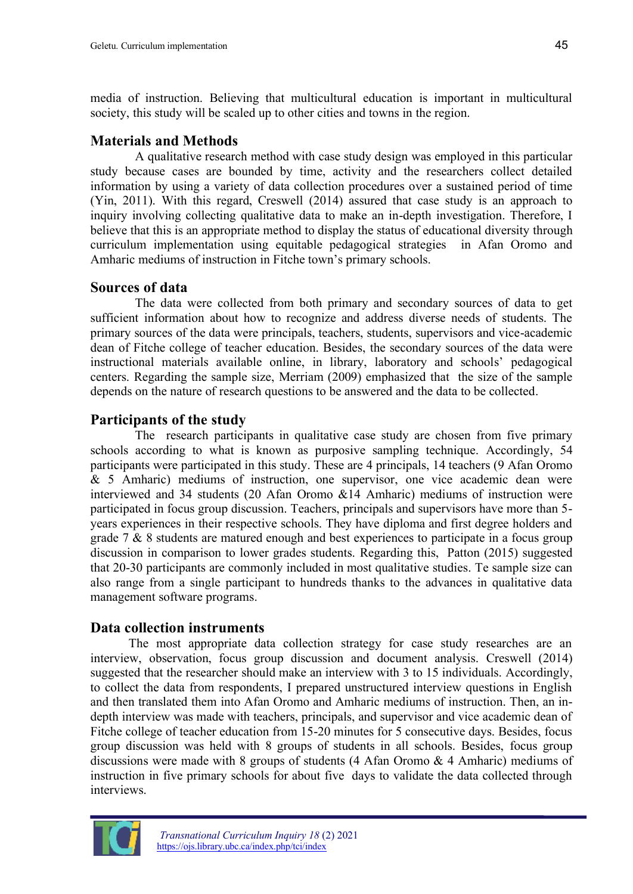media of instruction. Believing that multicultural education is important in multicultural society, this study will be scaled up to other cities and towns in the region.

## Materials and Methods

A qualitative research method with case study design was employed in this particular study because cases are bounded by time, activity and the researchers collect detailed information by using a variety of data collection procedures over a sustained period of time (Yin, 2011). With this regard, Creswell (2014) assured that case study is an approach to inquiry involving collecting qualitative data to make an in-depth investigation. Therefore, I believe that this is an appropriate method to display the status of educational diversity through curriculum implementation using equitable pedagogical strategies in Afan Oromo and Amharic mediums of instruction in Fitche town's primary schools.

## Sources of data

The data were collected from both primary and secondary sources of data to get sufficient information about how to recognize and address diverse needs of students. The primary sources of the data were principals, teachers, students, supervisors and vice-academic dean of Fitche college of teacher education. Besides, the secondary sources of the data were instructional materials available online, in library, laboratory and schools' pedagogical centers. Regarding the sample size, Merriam (2009) emphasized that the size of the sample depends on the nature of research questions to be answered and the data to be collected.

## Participants of the study

The research participants in qualitative case study are chosen from five primary schools according to what is known as purposive sampling technique. Accordingly, 54 participants were participated in this study. These are 4 principals, 14 teachers (9 Afan Oromo & 5 Amharic) mediums of instruction, one supervisor, one vice academic dean were interviewed and 34 students (20 Afan Oromo &14 Amharic) mediums of instruction were participated in focus group discussion. Teachers, principals and supervisors have more than 5-years experiences in their respective schools. They have diploma and first degree holders and grade 7 & 8 students are matured enough and best experiences to participate in a focus group discussion in comparison to lower grades students. Regarding this, Patton (2015) suggested that 20-30 participants are commonly included in most qualitative studies. Te sample size can also range from a single participant to hundreds thanks to the advances in qualitative data management software programs.

## Data collection instruments

The most appropriate data collection strategy for case study researches are an interview, observation, focus group discussion and document analysis. Creswell (2014) suggested that the researcher should make an interview with 3 to 15 individuals. Accordingly, to collect the data from respondents, I prepared unstructured interview questions in English and then translated them into Afan Oromo and Amharic mediums of instruction. Then, an in-depth interview was made with teachers, principals, and supervisor and vice academic dean of Fitche college of teacher education from 15-20 minutes for 5 consecutive days. Besides, focus group discussion was held with 8 groups of students in all schools. Besides, focus group discussions were made with 8 groups of students (4 Afan Oromo & 4 Amharic) mediums of instruction in five primary schools for about five days to validate the data collected through interviews.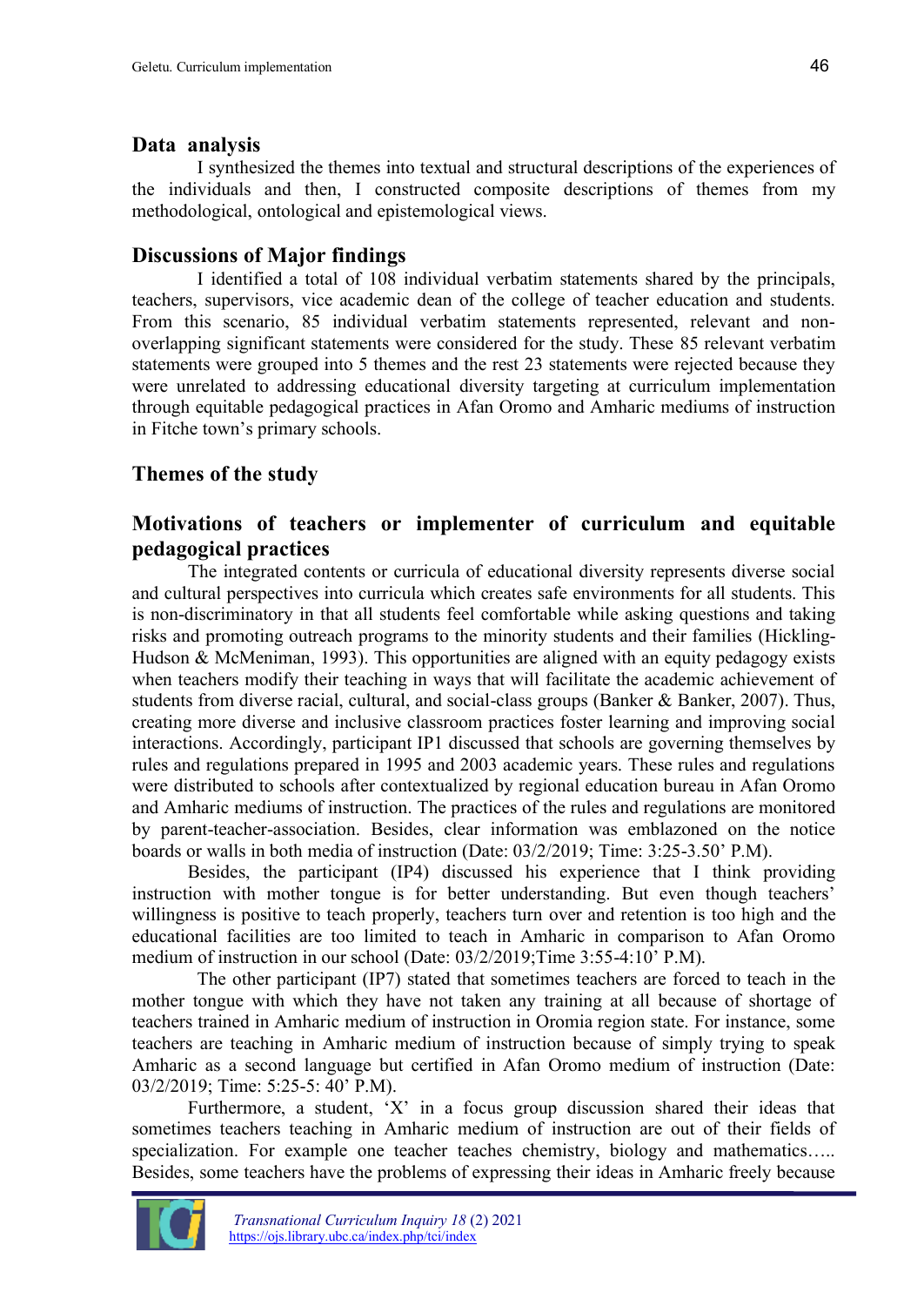## Data analysis

I synthesized the themes into textual and structural descriptions of the experiences of the individuals and then, I constructed composite descriptions of themes from my methodological, ontological and epistemological views.

## Discussions of Major findings

I identified a total of 108 individual verbatim statements shared by the principals, teachers, supervisors, vice academic dean of the college of teacher education and students. From this scenario, 85 individual verbatim statements represented, relevant and non-overlapping significant statements were considered for the study. These 85 relevant verbatim statements were grouped into 5 themes and the rest 23 statements were rejected because they were unrelated to addressing educational diversity targeting at curriculum implementation through equitable pedagogical practices in Afan Oromo and Amharic mediums of instruction in Fitche town's primary schools.

## Themes of the study

### Motivations of teachers or implementer of curriculum and equitable pedagogical practices

The integrated contents or curricula of educational diversity represents diverse social and cultural perspectives into curricula which creates safe environments for all students. This is non-discriminatory in that all students feel comfortable while asking questions and taking risks and promoting outreach programs to the minority students and their families (Hickling-Hudson & McMeniman, 1993). This opportunities are aligned with an equity pedagogy exists when teachers modify their teaching in ways that will facilitate the academic achievement of students from diverse racial, cultural, and social-class groups (Banker & Banker, 2007). Thus, creating more diverse and inclusive classroom practices foster learning and improving social interactions. Accordingly, participant IP1 discussed that schools are governing themselves by rules and regulations prepared in 1995 and 2003 academic years. These rules and regulations were distributed to schools after contextualized by regional education bureau in Afan Oromo and Amharic mediums of instruction. The practices of the rules and regulations are monitored by parent-teacher-association. Besides, clear information was emblazoned on the notice boards or walls in both media of instruction (Date: 03/2/2019; Time: 3:25-3.50' P.M).

Besides, the participant (IP4) discussed his experience that I think providing instruction with mother tongue is for better understanding. But even though teachers' willingness is positive to teach properly, teachers turn over and retention is too high and the educational facilities are too limited to teach in Amharic in comparison to Afan Oromo medium of instruction in our school (Date: 03/2/2019;Time 3:55-4:10' P.M).

The other participant (IP7) stated that sometimes teachers are forced to teach in the mother tongue with which they have not taken any training at all because of shortage of teachers trained in Amharic medium of instruction in Oromia region state. For instance, some teachers are teaching in Amharic medium of instruction because of simply trying to speak Amharic as a second language but certified in Afan Oromo medium of instruction (Date: 03/2/2019; Time: 5:25-5: 40' P.M).

Furthermore, a student, 'X' in a focus group discussion shared their ideas that sometimes teachers teaching in Amharic medium of instruction are out of their fields of specialization. For example one teacher teaches chemistry, biology and mathematics….. Besides, some teachers have the problems of expressing their ideas in Amharic freely because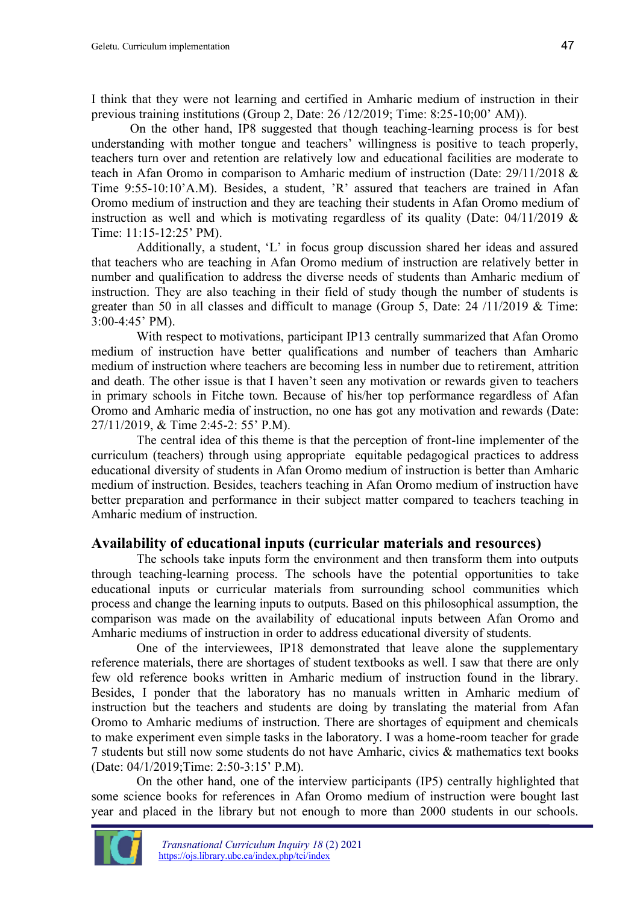I think that they were not learning and certified in Amharic medium of instruction in their previous training institutions (Group 2, Date: 26 /12/2019; Time: 8:25-10;00' AM)).

On the other hand, IP8 suggested that though teaching-learning process is for best understanding with mother tongue and teachers' willingness is positive to teach properly, teachers turn over and retention are relatively low and educational facilities are moderate to teach in Afan Oromo in comparison to Amharic medium of instruction (Date: 29/11/2018 & Time 9:55-10:10'A.M). Besides, a student, 'R' assured that teachers are trained in Afan Oromo medium of instruction and they are teaching their students in Afan Oromo medium of instruction as well and which is motivating regardless of its quality (Date: 04/11/2019 & Time: 11:15-12:25' PM).

Additionally, a student, 'L' in focus group discussion shared her ideas and assured that teachers who are teaching in Afan Oromo medium of instruction are relatively better in number and qualification to address the diverse needs of students than Amharic medium of instruction. They are also teaching in their field of study though the number of students is greater than 50 in all classes and difficult to manage (Group 5, Date: 24 /11/2019 & Time: 3:00-4:45' PM).

With respect to motivations, participant IP13 centrally summarized that Afan Oromo medium of instruction have better qualifications and number of teachers than Amharic medium of instruction where teachers are becoming less in number due to retirement, attrition and death. The other issue is that I haven't seen any motivation or rewards given to teachers in primary schools in Fitche town. Because of his/her top performance regardless of Afan Oromo and Amharic media of instruction, no one has got any motivation and rewards (Date: 27/11/2019, & Time 2:45-2: 55' P.M).

The central idea of this theme is that the perception of front-line implementer of the curriculum (teachers) through using appropriate equitable pedagogical practices to address educational diversity of students in Afan Oromo medium of instruction is better than Amharic medium of instruction. Besides, teachers teaching in Afan Oromo medium of instruction have better preparation and performance in their subject matter compared to teachers teaching in Amharic medium of instruction.

## Availability of educational inputs (curricular materials and resources)

The schools take inputs form the environment and then transform them into outputs through teaching-learning process. The schools have the potential opportunities to take educational inputs or curricular materials from surrounding school communities which process and change the learning inputs to outputs. Based on this philosophical assumption, the comparison was made on the availability of educational inputs between Afan Oromo and Amharic mediums of instruction in order to address educational diversity of students.

One of the interviewees, IP18 demonstrated that leave alone the supplementary reference materials, there are shortages of student textbooks as well. I saw that there are only few old reference books written in Amharic medium of instruction found in the library. Besides, I ponder that the laboratory has no manuals written in Amharic medium of instruction but the teachers and students are doing by translating the material from Afan Oromo to Amharic mediums of instruction. There are shortages of equipment and chemicals to make experiment even simple tasks in the laboratory. I was a home-room teacher for grade 7 students but still now some students do not have Amharic, civics & mathematics text books (Date: 04/1/2019;Time: 2:50-3:15' P.M).

On the other hand, one of the interview participants (IP5) centrally highlighted that some science books for references in Afan Oromo medium of instruction were bought last year and placed in the library but not enough to more than 2000 students in our schools.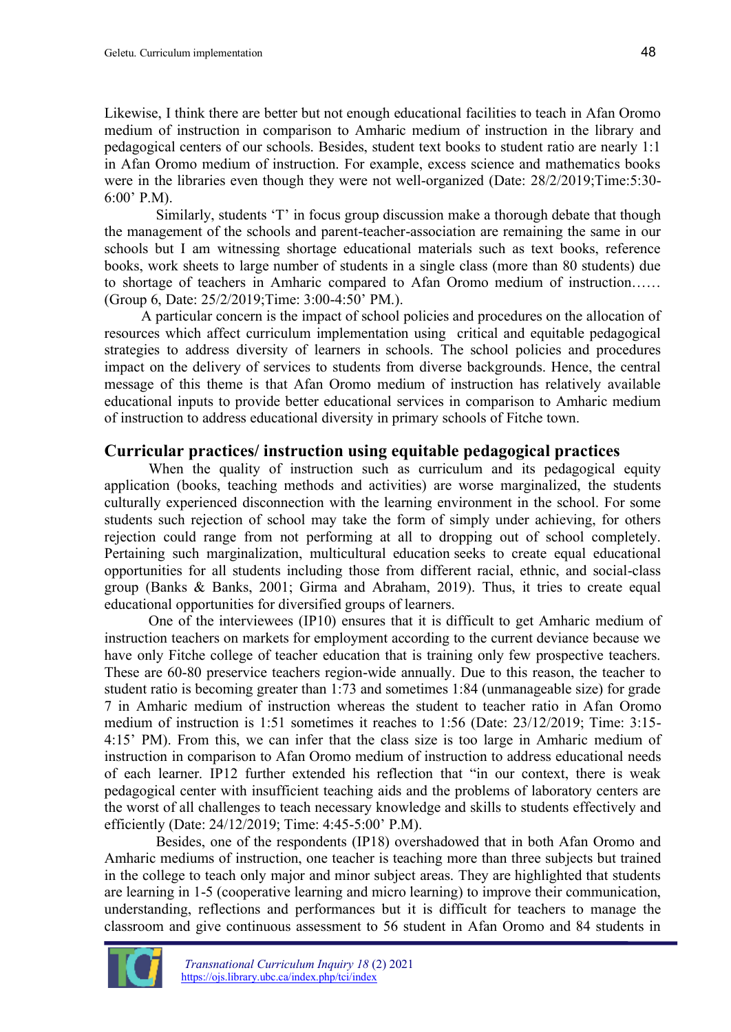Likewise, I think there are better but not enough educational facilities to teach in Afan Oromo medium of instruction in comparison to Amharic medium of instruction in the library and pedagogical centers of our schools. Besides, student text books to student ratio are nearly 1:1 in Afan Oromo medium of instruction. For example, excess science and mathematics books were in the libraries even though they were not well-organized (Date: 28/2/2019;Time:5:30-6:00' P.M).

Similarly, students 'T' in focus group discussion make a thorough debate that though the management of the schools and parent-teacher-association are remaining the same in our schools but I am witnessing shortage educational materials such as text books, reference books, work sheets to large number of students in a single class (more than 80 students) due to shortage of teachers in Amharic compared to Afan Oromo medium of instruction…… (Group 6, Date: 25/2/2019;Time: 3:00-4:50' PM.).

A particular concern is the impact of school policies and procedures on the allocation of resources which affect curriculum implementation using critical and equitable pedagogical strategies to address diversity of learners in schools. The school policies and procedures impact on the delivery of services to students from diverse backgrounds. Hence, the central message of this theme is that Afan Oromo medium of instruction has relatively available educational inputs to provide better educational services in comparison to Amharic medium of instruction to address educational diversity in primary schools of Fitche town.

## Curricular practices/ instruction using equitable pedagogical practices

When the quality of instruction such as curriculum and its pedagogical equity application (books, teaching methods and activities) are worse marginalized, the students culturally experienced disconnection with the learning environment in the school. For some students such rejection of school may take the form of simply under achieving, for others rejection could range from not performing at all to dropping out of school completely. Pertaining such marginalization, multicultural education seeks to create equal educational opportunities for all students including those from different racial, ethnic, and social-class group (Banks & Banks, 2001; Girma and Abraham, 2019). Thus, it tries to create equal educational opportunities for diversified groups of learners.

One of the interviewees (IP10) ensures that it is difficult to get Amharic medium of instruction teachers on markets for employment according to the current deviance because we have only Fitche college of teacher education that is training only few prospective teachers. These are 60-80 preservice teachers region-wide annually. Due to this reason, the teacher to student ratio is becoming greater than 1:73 and sometimes 1:84 (unmanageable size) for grade 7 in Amharic medium of instruction whereas the student to teacher ratio in Afan Oromo medium of instruction is 1:51 sometimes it reaches to 1:56 (Date: 23/12/2019; Time: 3:15-4:15' PM). From this, we can infer that the class size is too large in Amharic medium of instruction in comparison to Afan Oromo medium of instruction to address educational needs of each learner. IP12 further extended his reflection that "in our context, there is weak pedagogical center with insufficient teaching aids and the problems of laboratory centers are the worst of all challenges to teach necessary knowledge and skills to students effectively and efficiently (Date: 24/12/2019; Time: 4:45-5:00' P.M).

Besides, one of the respondents (IP18) overshadowed that in both Afan Oromo and Amharic mediums of instruction, one teacher is teaching more than three subjects but trained in the college to teach only major and minor subject areas. They are highlighted that students are learning in 1-5 (cooperative learning and micro learning) to improve their communication, understanding, reflections and performances but it is difficult for teachers to manage the classroom and give continuous assessment to 56 student in Afan Oromo and 84 students in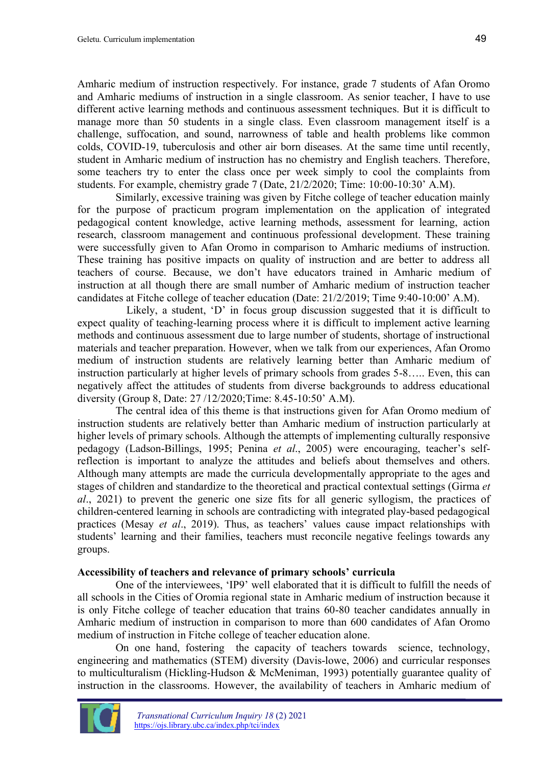Amharic medium of instruction respectively. For instance, grade 7 students of Afan Oromo and Amharic mediums of instruction in a single classroom. As senior teacher, I have to use different active learning methods and continuous assessment techniques. But it is difficult to manage more than 50 students in a single class. Even classroom management itself is a challenge, suffocation, and sound, narrowness of table and health problems like common colds, COVID-19, tuberculosis and other air born diseases. At the same time until recently, student in Amharic medium of instruction has no chemistry and English teachers. Therefore, some teachers try to enter the class once per week simply to cool the complaints from students. For example, chemistry grade 7 (Date, 21/2/2020; Time: 10:00-10:30' A.M).

Similarly, excessive training was given by Fitche college of teacher education mainly for the purpose of practicum program implementation on the application of integrated pedagogical content knowledge, active learning methods, assessment for learning, action research, classroom management and continuous professional development. These training were successfully given to Afan Oromo in comparison to Amharic mediums of instruction. These training has positive impacts on quality of instruction and are better to address all teachers of course. Because, we don't have educators trained in Amharic medium of instruction at all though there are small number of Amharic medium of instruction teacher candidates at Fitche college of teacher education (Date: 21/2/2019; Time 9:40-10:00' A.M).

Likely, a student, 'D' in focus group discussion suggested that it is difficult to expect quality of teaching-learning process where it is difficult to implement active learning methods and continuous assessment due to large number of students, shortage of instructional materials and teacher preparation. However, when we talk from our experiences, Afan Oromo medium of instruction students are relatively learning better than Amharic medium of instruction particularly at higher levels of primary schools from grades 5-8….. Even, this can negatively affect the attitudes of students from diverse backgrounds to address educational diversity (Group 8, Date: 27 /12/2020;Time: 8.45-10:50' A.M).

The central idea of this theme is that instructions given for Afan Oromo medium of instruction students are relatively better than Amharic medium of instruction particularly at higher levels of primary schools. Although the attempts of implementing culturally responsive pedagogy (Ladson-Billings, 1995; Penina *et al*., 2005) were encouraging, teacher's self-reflection is important to analyze the attitudes and beliefs about themselves and others. Although many attempts are made the curricula developmentally appropriate to the ages and stages of children and standardize to the theoretical and practical contextual settings (Girma *et al*., 2021) to prevent the generic one size fits for all generic syllogism, the practices of children-centered learning in schools are contradicting with integrated play-based pedagogical practices (Mesay *et al*., 2019). Thus, as teachers' values cause impact relationships with students' learning and their families, teachers must reconcile negative feelings towards any groups.

**Accessibility of teachers and relevance of primary schools' curricula**

One of the interviewees, 'IP9' well elaborated that it is difficult to fulfill the needs of all schools in the Cities of Oromia regional state in Amharic medium of instruction because it is only Fitche college of teacher education that trains 60-80 teacher candidates annually in Amharic medium of instruction in comparison to more than 600 candidates of Afan Oromo medium of instruction in Fitche college of teacher education alone.

On one hand, fostering the capacity of teachers towards science, technology, engineering and mathematics (STEM) diversity (Davis-lowe, 2006) and curricular responses to multiculturalism (Hickling-Hudson & McMeniman, 1993) potentially guarantee quality of instruction in the classrooms. However, the availability of teachers in Amharic medium of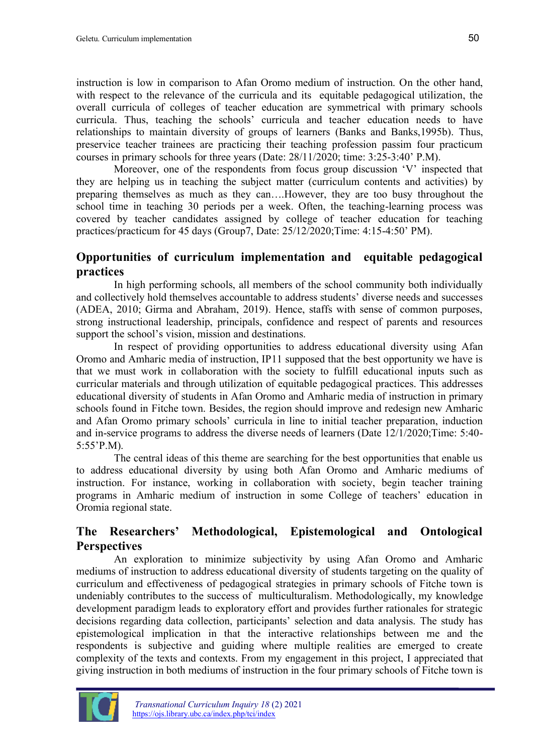instruction is low in comparison to Afan Oromo medium of instruction. On the other hand, with respect to the relevance of the curricula and its equitable pedagogical utilization, the overall curricula of colleges of teacher education are symmetrical with primary schools curricula. Thus, teaching the schools' curricula and teacher education needs to have relationships to maintain diversity of groups of learners (Banks and Banks,1995b). Thus, preservice teacher trainees are practicing their teaching profession passim four practicum courses in primary schools for three years (Date: 28/11/2020; time: 3:25-3:40' P.M).

Moreover, one of the respondents from focus group discussion 'V' inspected that they are helping us in teaching the subject matter (curriculum contents and activities) by preparing themselves as much as they can….However, they are too busy throughout the school time in teaching 30 periods per a week. Often, the teaching-learning process was covered by teacher candidates assigned by college of teacher education for teaching practices/practicum for 45 days (Group7, Date: 25/12/2020;Time: 4:15-4:50' PM).

## Opportunities of curriculum implementation and equitable pedagogical practices

In high performing schools, all members of the school community both individually and collectively hold themselves accountable to address students' diverse needs and successes (ADEA, 2010; Girma and Abraham, 2019). Hence, staffs with sense of common purposes, strong instructional leadership, principals, confidence and respect of parents and resources support the school's vision, mission and destinations.

In respect of providing opportunities to address educational diversity using Afan Oromo and Amharic media of instruction, IP11 supposed that the best opportunity we have is that we must work in collaboration with the society to fulfill educational inputs such as curricular materials and through utilization of equitable pedagogical practices. This addresses educational diversity of students in Afan Oromo and Amharic media of instruction in primary schools found in Fitche town. Besides, the region should improve and redesign new Amharic and Afan Oromo primary schools' curricula in line to initial teacher preparation, induction and in-service programs to address the diverse needs of learners (Date 12/1/2020;Time: 5:40-5:55'P.M).

The central ideas of this theme are searching for the best opportunities that enable us to address educational diversity by using both Afan Oromo and Amharic mediums of instruction. For instance, working in collaboration with society, begin teacher training programs in Amharic medium of instruction in some College of teachers' education in Oromia regional state.

## The Researchers' Methodological, Epistemological and Ontological Perspectives

An exploration to minimize subjectivity by using Afan Oromo and Amharic mediums of instruction to address educational diversity of students targeting on the quality of curriculum and effectiveness of pedagogical strategies in primary schools of Fitche town is undeniably contributes to the success of multiculturalism. Methodologically, my knowledge development paradigm leads to exploratory effort and provides further rationales for strategic decisions regarding data collection, participants' selection and data analysis. The study has epistemological implication in that the interactive relationships between me and the respondents is subjective and guiding where multiple realities are emerged to create complexity of the texts and contexts. From my engagement in this project, I appreciated that giving instruction in both mediums of instruction in the four primary schools of Fitche town is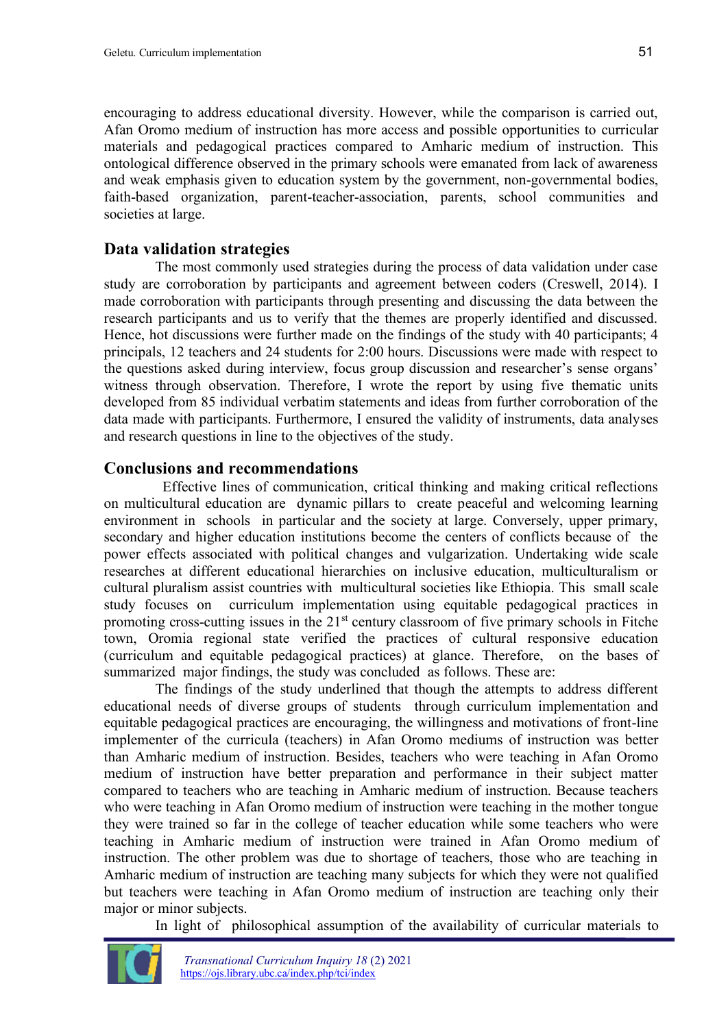encouraging to address educational diversity. However, while the comparison is carried out, Afan Oromo medium of instruction has more access and possible opportunities to curricular materials and pedagogical practices compared to Amharic medium of instruction. This ontological difference observed in the primary schools were emanated from lack of awareness and weak emphasis given to education system by the government, non-governmental bodies, faith-based organization, parent-teacher-association, parents, school communities and societies at large.

## Data validation strategies

The most commonly used strategies during the process of data validation under case study are corroboration by participants and agreement between coders (Creswell, 2014). I made corroboration with participants through presenting and discussing the data between the research participants and us to verify that the themes are properly identified and discussed. Hence, hot discussions were further made on the findings of the study with 40 participants; 4 principals, 12 teachers and 24 students for 2:00 hours. Discussions were made with respect to the questions asked during interview, focus group discussion and researcher's sense organs' witness through observation. Therefore, I wrote the report by using five thematic units developed from 85 individual verbatim statements and ideas from further corroboration of the data made with participants. Furthermore, I ensured the validity of instruments, data analyses and research questions in line to the objectives of the study.

## Conclusions and recommendations

Effective lines of communication, critical thinking and making critical reflections on multicultural education are dynamic pillars to create peaceful and welcoming learning environment in schools in particular and the society at large. Conversely, upper primary, secondary and higher education institutions become the centers of conflicts because of the power effects associated with political changes and vulgarization. Undertaking wide scale researches at different educational hierarchies on inclusive education, multiculturalism or cultural pluralism assist countries with multicultural societies like Ethiopia. This small scale study focuses on curriculum implementation using equitable pedagogical practices in promoting cross-cutting issues in the 21st century classroom of five primary schools in Fitche town, Oromia regional state verified the practices of cultural responsive education (curriculum and equitable pedagogical practices) at glance. Therefore, on the bases of summarized major findings, the study was concluded as follows. These are:

The findings of the study underlined that though the attempts to address different educational needs of diverse groups of students through curriculum implementation and equitable pedagogical practices are encouraging, the willingness and motivations of front-line implementer of the curricula (teachers) in Afan Oromo mediums of instruction was better than Amharic medium of instruction. Besides, teachers who were teaching in Afan Oromo medium of instruction have better preparation and performance in their subject matter compared to teachers who are teaching in Amharic medium of instruction. Because teachers who were teaching in Afan Oromo medium of instruction were teaching in the mother tongue they were trained so far in the college of teacher education while some teachers who were teaching in Amharic medium of instruction were trained in Afan Oromo medium of instruction. The other problem was due to shortage of teachers, those who are teaching in Amharic medium of instruction are teaching many subjects for which they were not qualified but teachers were teaching in Afan Oromo medium of instruction are teaching only their major or minor subjects.

In light of philosophical assumption of the availability of curricular materials to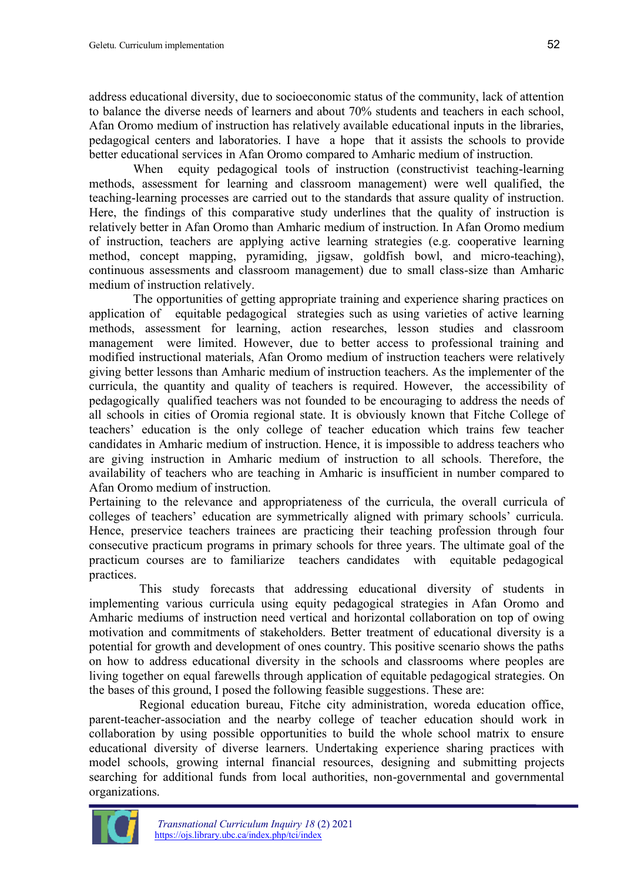address educational diversity, due to socioeconomic status of the community, lack of attention to balance the diverse needs of learners and about 70% students and teachers in each school, Afan Oromo medium of instruction has relatively available educational inputs in the libraries, pedagogical centers and laboratories. I have a hope that it assists the schools to provide better educational services in Afan Oromo compared to Amharic medium of instruction.

When equity pedagogical tools of instruction (constructivist teaching-learning methods, assessment for learning and classroom management) were well qualified, the teaching-learning processes are carried out to the standards that assure quality of instruction. Here, the findings of this comparative study underlines that the quality of instruction is relatively better in Afan Oromo than Amharic medium of instruction. In Afan Oromo medium of instruction, teachers are applying active learning strategies (e.g. cooperative learning method, concept mapping, pyramiding, jigsaw, goldfish bowl, and micro-teaching), continuous assessments and classroom management) due to small class-size than Amharic medium of instruction relatively.

The opportunities of getting appropriate training and experience sharing practices on application of equitable pedagogical strategies such as using varieties of active learning methods, assessment for learning, action researches, lesson studies and classroom management were limited. However, due to better access to professional training and modified instructional materials, Afan Oromo medium of instruction teachers were relatively giving better lessons than Amharic medium of instruction teachers. As the implementer of the curricula, the quantity and quality of teachers is required. However, the accessibility of pedagogically qualified teachers was not founded to be encouraging to address the needs of all schools in cities of Oromia regional state. It is obviously known that Fitche College of teachers' education is the only college of teacher education which trains few teacher candidates in Amharic medium of instruction. Hence, it is impossible to address teachers who are giving instruction in Amharic medium of instruction to all schools. Therefore, the availability of teachers who are teaching in Amharic is insufficient in number compared to Afan Oromo medium of instruction.

Pertaining to the relevance and appropriateness of the curricula, the overall curricula of colleges of teachers' education are symmetrically aligned with primary schools' curricula. Hence, preservice teachers trainees are practicing their teaching profession through four consecutive practicum programs in primary schools for three years. The ultimate goal of the practicum courses are to familiarize teachers candidates with equitable pedagogical practices.

This study forecasts that addressing educational diversity of students in implementing various curricula using equity pedagogical strategies in Afan Oromo and Amharic mediums of instruction need vertical and horizontal collaboration on top of owing motivation and commitments of stakeholders. Better treatment of educational diversity is a potential for growth and development of ones country. This positive scenario shows the paths on how to address educational diversity in the schools and classrooms where peoples are living together on equal farewells through application of equitable pedagogical strategies. On the bases of this ground, I posed the following feasible suggestions. These are:

Regional education bureau, Fitche city administration, woreda education office, parent-teacher-association and the nearby college of teacher education should work in collaboration by using possible opportunities to build the whole school matrix to ensure educational diversity of diverse learners. Undertaking experience sharing practices with model schools, growing internal financial resources, designing and submitting projects searching for additional funds from local authorities, non-governmental and governmental organizations.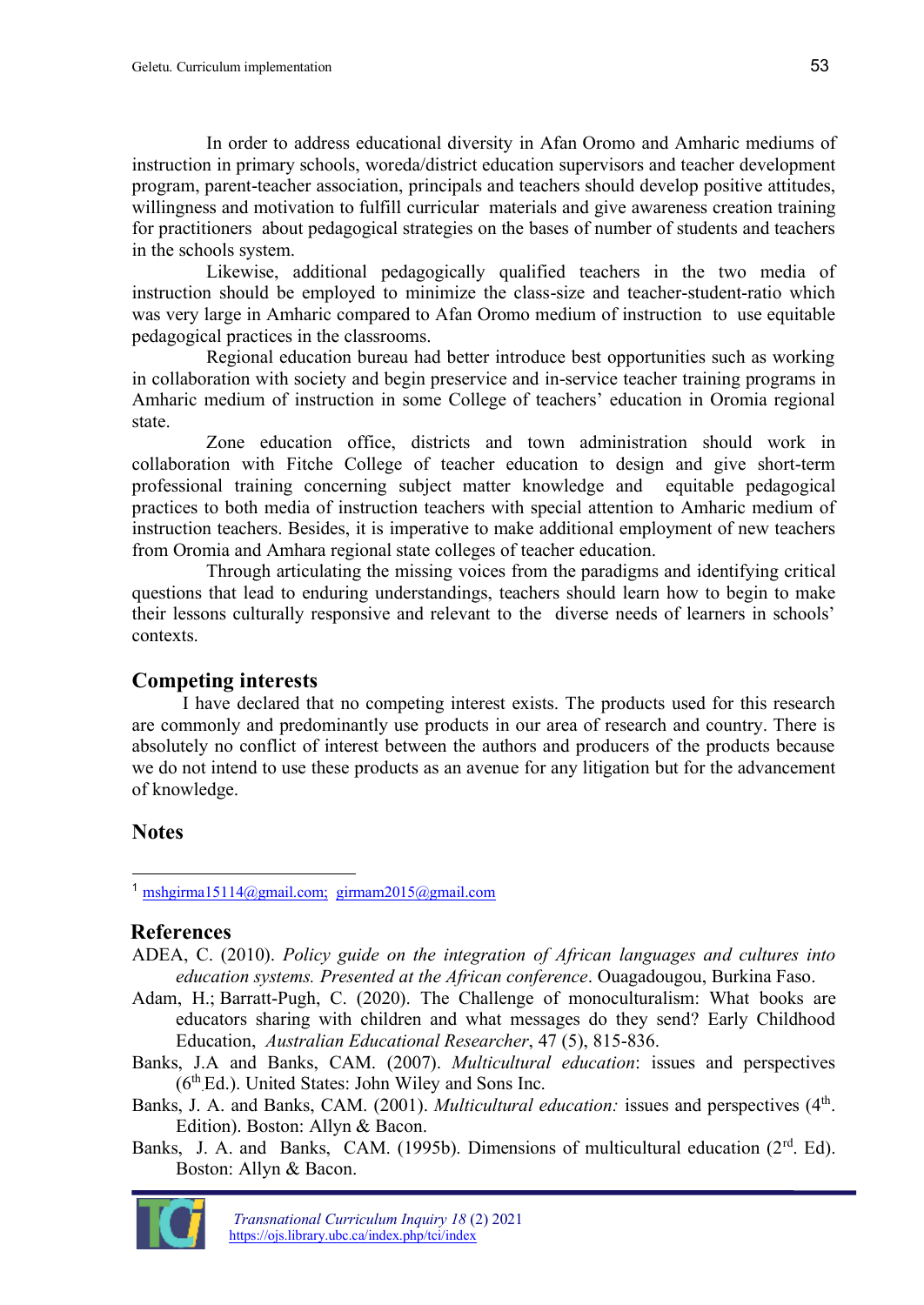In order to address educational diversity in Afan Oromo and Amharic mediums of instruction in primary schools, woreda/district education supervisors and teacher development program, parent-teacher association, principals and teachers should develop positive attitudes, willingness and motivation to fulfill curricular materials and give awareness creation training for practitioners about pedagogical strategies on the bases of number of students and teachers in the schools system.

Likewise, additional pedagogically qualified teachers in the two media of instruction should be employed to minimize the class-size and teacher-student-ratio which was very large in Amharic compared to Afan Oromo medium of instruction to use equitable pedagogical practices in the classrooms.

Regional education bureau had better introduce best opportunities such as working in collaboration with society and begin preservice and in-service teacher training programs in Amharic medium of instruction in some College of teachers' education in Oromia regional state.

Zone education office, districts and town administration should work in collaboration with Fitche College of teacher education to design and give short-term professional training concerning subject matter knowledge and equitable pedagogical practices to both media of instruction teachers with special attention to Amharic medium of instruction teachers. Besides, it is imperative to make additional employment of new teachers from Oromia and Amhara regional state colleges of teacher education.

Through articulating the missing voices from the paradigms and identifying critical questions that lead to enduring understandings, teachers should learn how to begin to make their lessons culturally responsive and relevant to the diverse needs of learners in schools' contexts.

## Competing interests

I have declared that no competing interest exists. The products used for this research are commonly and predominantly use products in our area of research and country. There is absolutely no conflict of interest between the authors and producers of the products because we do not intend to use these products as an avenue for any litigation but for the advancement of knowledge.

## Notes

[1] mshgirma15114@gmail.com; girmam2015@gmail.com

## References

ADEA, C. (2010). *Policy guide on the integration of African languages and cultures into education systems. Presented at the African conference*. Ouagadougou, Burkina Faso.

Adam, H.; Barratt-Pugh, C. (2020). The Challenge of monoculturalism: What books are educators sharing with children and what messages do they send? Early Childhood Education, *Australian Educational Researcher*, 47 (5), 815-836.

Banks, J.A and Banks, CAM. (2007). *Multicultural education*: issues and perspectives (6th Ed.). United States: John Wiley and Sons Inc.

Banks, J. A. and Banks, CAM. (2001). *Multicultural education:* issues and perspectives (4th. Edition). Boston: Allyn & Bacon.

Banks, J. A. and Banks, CAM. (1995b). Dimensions of multicultural education (2rd. Ed). Boston: Allyn & Bacon.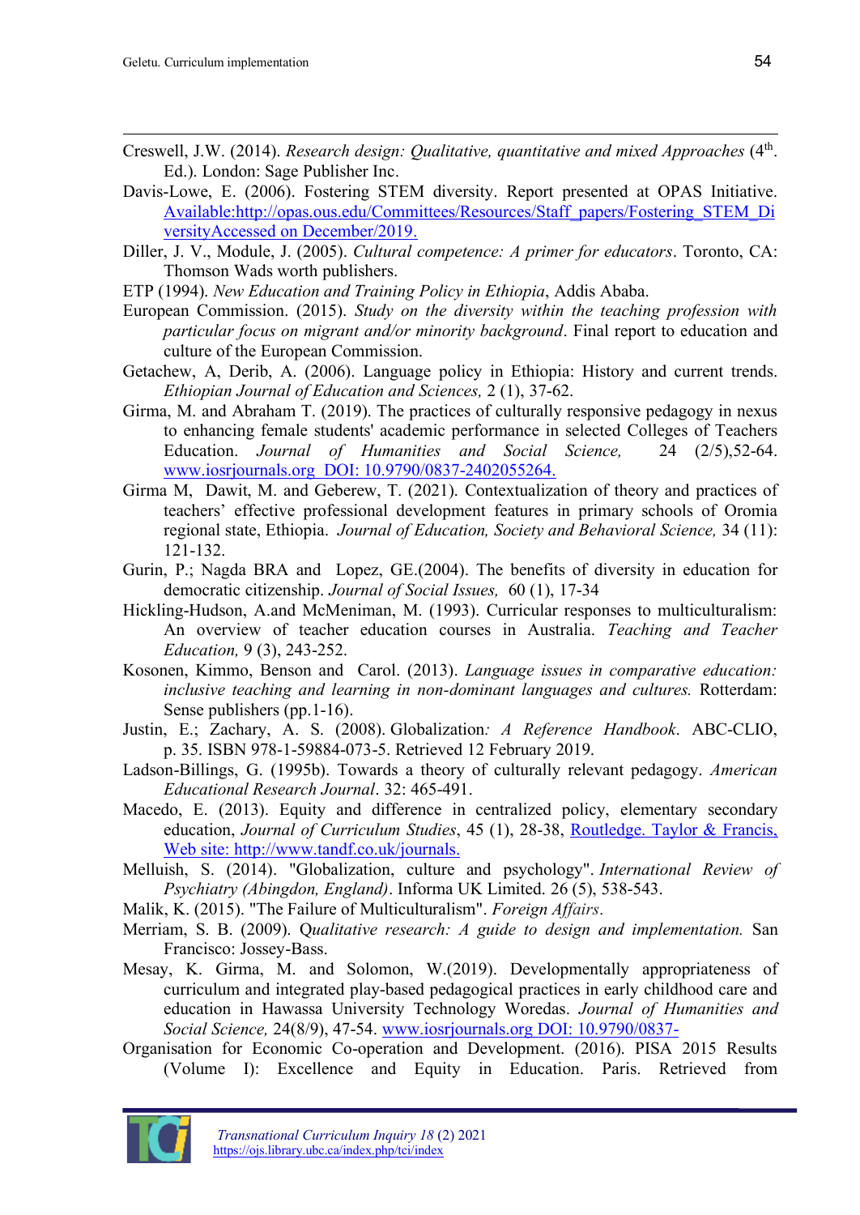Creswell, J.W. (2014). *Research design: Qualitative, quantitative and mixed Approaches* (4th. Ed.). London: Sage Publisher Inc.

Davis-Lowe, E. (2006). Fostering STEM diversity. Report presented at OPAS Initiative. Available:http://opas.ous.edu/Committees/Resources/Staff_papers/Fostering_STEM_DiversityAccessed on December/2019.

Diller, J. V., Module, J. (2005). *Cultural competence: A primer for educators*. Toronto, CA: Thomson Wads worth publishers.

ETP (1994). *New Education and Training Policy in Ethiopia*, Addis Ababa.

European Commission. (2015). *Study on the diversity within the teaching profession with particular focus on migrant and/or minority background*. Final report to education and culture of the European Commission.

Getachew, A, Derib, A. (2006). Language policy in Ethiopia: History and current trends. *Ethiopian Journal of Education and Sciences,* 2 (1), 37-62.

Girma, M. and Abraham T. (2019). The practices of culturally responsive pedagogy in nexus to enhancing female students' academic performance in selected Colleges of Teachers Education. *Journal of Humanities and Social Science,* 24 (2/5),52-64. www.iosrjournals.org DOI: 10.9790/0837-2402055264.

Girma M, Dawit, M. and Geberew, T. (2021). Contextualization of theory and practices of teachers' effective professional development features in primary schools of Oromia regional state, Ethiopia. *Journal of Education, Society and Behavioral Science,* 34 (11): 121-132.

Gurin, P.; Nagda BRA and Lopez, GE.(2004). The benefits of diversity in education for democratic citizenship. *Journal of Social Issues,* 60 (1), 17-34

Hickling-Hudson, A.and McMeniman, M. (1993). Curricular responses to multiculturalism: An overview of teacher education courses in Australia. *Teaching and Teacher Education,* 9 (3), 243-252.

Kosonen, Kimmo, Benson and Carol. (2013). *Language issues in comparative education: inclusive teaching and learning in non-dominant languages and cultures.* Rotterdam: Sense publishers (pp.1-16).

Justin, E.; Zachary, A. S. (2008). Globalization*: A Reference Handbook*. ABC-CLIO, p. 35. ISBN 978-1-59884-073-5. Retrieved 12 February 2019.

Ladson-Billings, G. (1995b). Towards a theory of culturally relevant pedagogy. *American Educational Research Journal*. 32: 465-491.

Macedo, E. (2013). Equity and difference in centralized policy, elementary secondary education, *Journal of Curriculum Studies*, 45 (1), 28-38, Routledge. Taylor & Francis, Web site: http://www.tandf.co.uk/journals.

Melluish, S. (2014). "Globalization, culture and psychology". *International Review of Psychiatry (Abingdon, England)*. Informa UK Limited. 26 (5), 538-543.

Malik, K. (2015). "The Failure of Multiculturalism". *Foreign Affairs*.

Merriam, S. B. (2009). Q*ualitative research: A guide to design and implementation.* San Francisco: Jossey-Bass.

Mesay, K. Girma, M. and Solomon, W.(2019). Developmentally appropriateness of curriculum and integrated play-based pedagogical practices in early childhood care and education in Hawassa University Technology Woredas. *Journal of Humanities and Social Science,* 24(8/9), 47-54. www.iosrjournals.org DOI: 10.9790/0837-

Organisation for Economic Co-operation and Development. (2016). PISA 2015 Results (Volume I): Excellence and Equity in Education. Paris. Retrieved from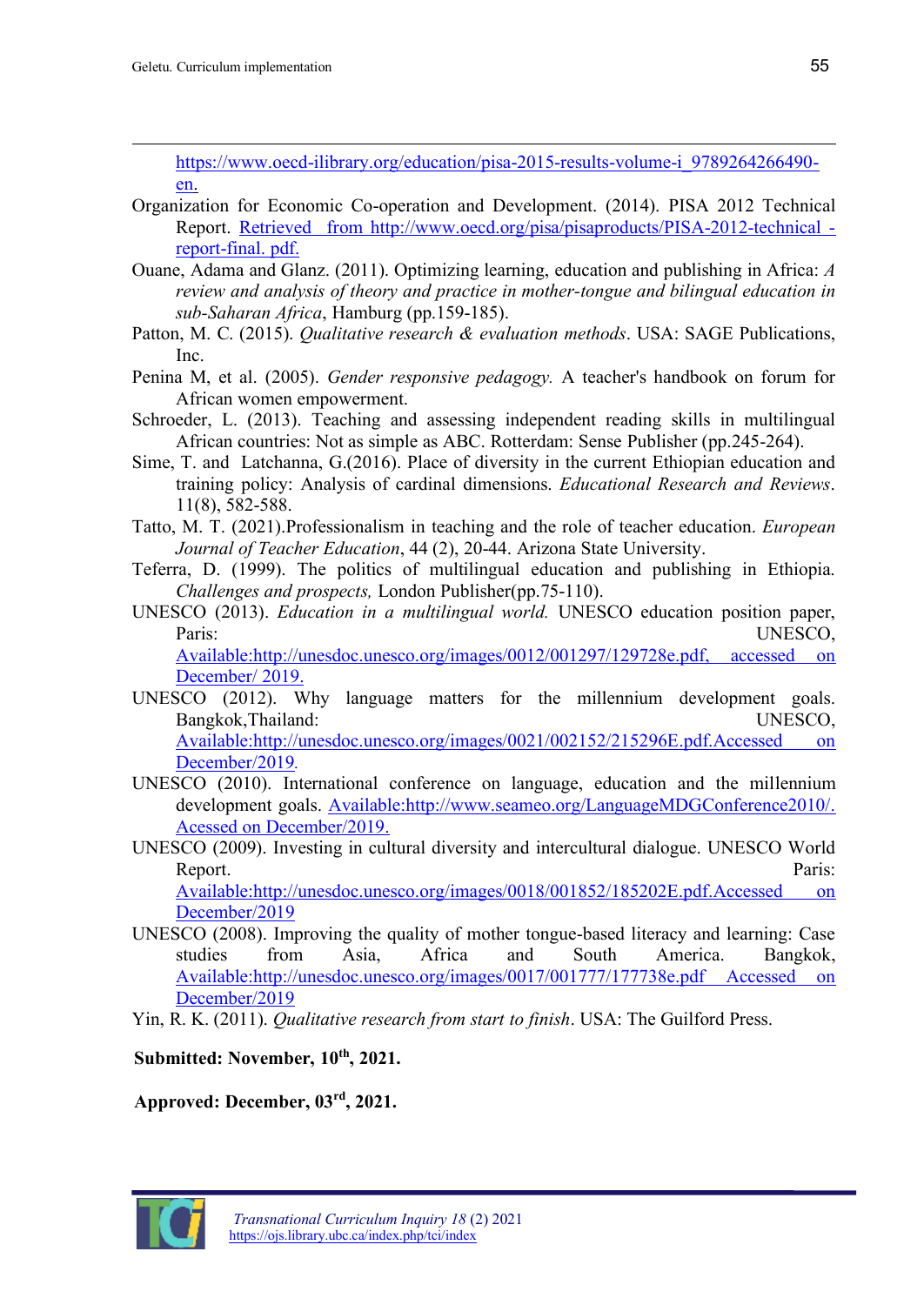https://www.oecd-ilibrary.org/education/pisa-2015-results-volume-i_9789264266490-en.

Organization for Economic Co-operation and Development. (2014). PISA 2012 Technical Report. Retrieved from http://www.oecd.org/pisa/pisaproducts/PISA-2012-technical -report-final. pdf.

Ouane, Adama and Glanz. (2011). Optimizing learning, education and publishing in Africa: *A review and analysis of theory and practice in mother-tongue and bilingual education in sub-Saharan Africa*, Hamburg (pp.159-185).

Patton, M. C. (2015). *Qualitative research & evaluation methods*. USA: SAGE Publications, Inc.

Penina M, et al. (2005). *Gender responsive pedagogy.* A teacher's handbook on forum for African women empowerment.

Schroeder, L. (2013). Teaching and assessing independent reading skills in multilingual African countries: Not as simple as ABC. Rotterdam: Sense Publisher (pp.245-264).

Sime, T. and Latchanna, G.(2016). Place of diversity in the current Ethiopian education and training policy: Analysis of cardinal dimensions. *Educational Research and Reviews*. 11(8), 582-588.

Tatto, M. T. (2021).Professionalism in teaching and the role of teacher education. *European Journal of Teacher Education*, 44 (2), 20-44. Arizona State University.

Teferra, D. (1999). The politics of multilingual education and publishing in Ethiopia. *Challenges and prospects,* London Publisher(pp.75-110).

UNESCO (2013). *Education in a multilingual world.* UNESCO education position paper, Paris: UNESCO, Available:http://unesdoc.unesco.org/images/0012/001297/129728e.pdf, accessed on December/ 2019.

UNESCO (2012). Why language matters for the millennium development goals. Bangkok,Thailand: UNESCO, Available:http://unesdoc.unesco.org/images/0021/002152/215296E.pdf.Accessed on December/2019.

UNESCO (2010). International conference on language, education and the millennium development goals. Available:http://www.seameo.org/LanguageMDGConference2010/. Acessed on December/2019.

UNESCO (2009). Investing in cultural diversity and intercultural dialogue. UNESCO World Report. Paris: Available:http://unesdoc.unesco.org/images/0018/001852/185202E.pdf.Accessed on December/2019

UNESCO (2008). Improving the quality of mother tongue-based literacy and learning: Case studies from Asia, Africa and South America. Bangkok, Available:http://unesdoc.unesco.org/images/0017/001777/177738e.pdf Accessed on December/2019

Yin, R. K. (2011). *Qualitative research from start to finish*. USA: The Guilford Press.

**Submitted: November, 10th, 2021.**

**Approved: December, 03rd, 2021.**